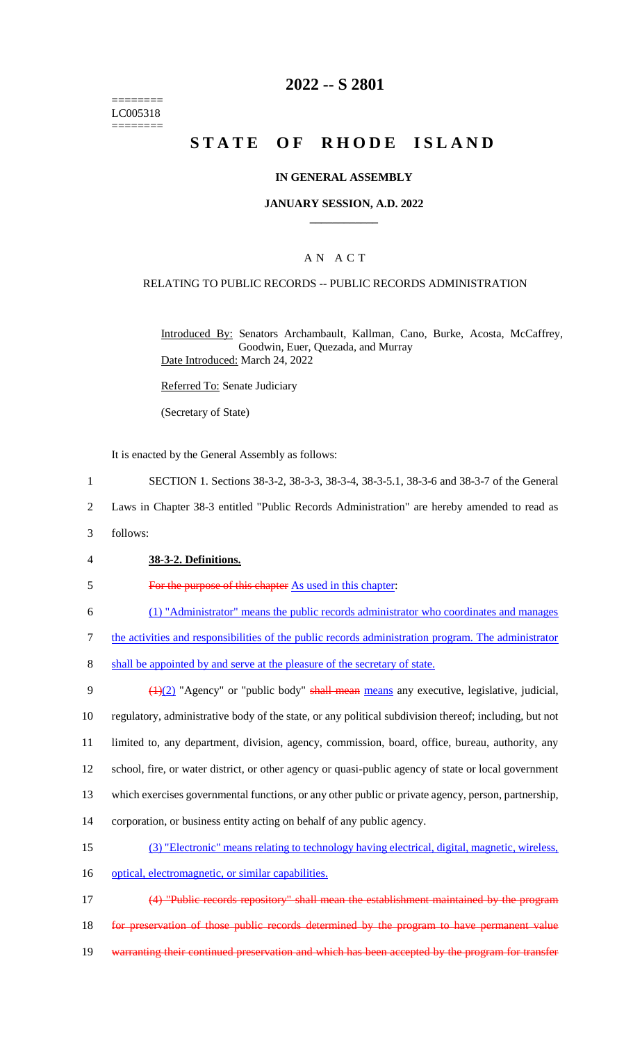========
LC005318
========

# 2022 -- S 2801

# STATE OF RHODE ISLAND

### IN GENERAL ASSEMBLY

### JANUARY SESSION, A.D. 2022

## AN ACT

RELATING TO PUBLIC RECORDS -- PUBLIC RECORDS ADMINISTRATION

Introduced By: Senators Archambault, Kallman, Cano, Burke, Acosta, McCaffrey, Goodwin, Euer, Quezada, and Murray

Date Introduced: March 24, 2022

Referred To: Senate Judiciary

(Secretary of State)

It is enacted by the General Assembly as follows:

1 SECTION 1. Sections 38-3-2, 38-3-3, 38-3-4, 38-3-5.1, 38-3-6 and 38-3-7 of the General
2 Laws in Chapter 38-3 entitled "Public Records Administration" are hereby amended to read as
3 follows:

4 **38-3-2. Definitions.**

5 ~~For the purpose of this chapter~~ As used in this chapter:

6 (1) "Administrator" means the public records administrator who coordinates and manages
7 the activities and responsibilities of the public records administration program. The administrator
8 shall be appointed by and serve at the pleasure of the secretary of state.

9 ~~(1)~~(2) "Agency" or "public body" ~~shall mean~~ means any executive, legislative, judicial,
10 regulatory, administrative body of the state, or any political subdivision thereof; including, but not
11 limited to, any department, division, agency, commission, board, office, bureau, authority, any
12 school, fire, or water district, or other agency or quasi-public agency of state or local government
13 which exercises governmental functions, or any other public or private agency, person, partnership,
14 corporation, or business entity acting on behalf of any public agency.

15 (3) "Electronic" means relating to technology having electrical, digital, magnetic, wireless,
16 optical, electromagnetic, or similar capabilities.

17 ~~(4) "Public records repository" shall mean the establishment maintained by the program~~
18 ~~for preservation of those public records determined by the program to have permanent value~~
19 ~~warranting their continued preservation and which has been accepted by the program for transfer~~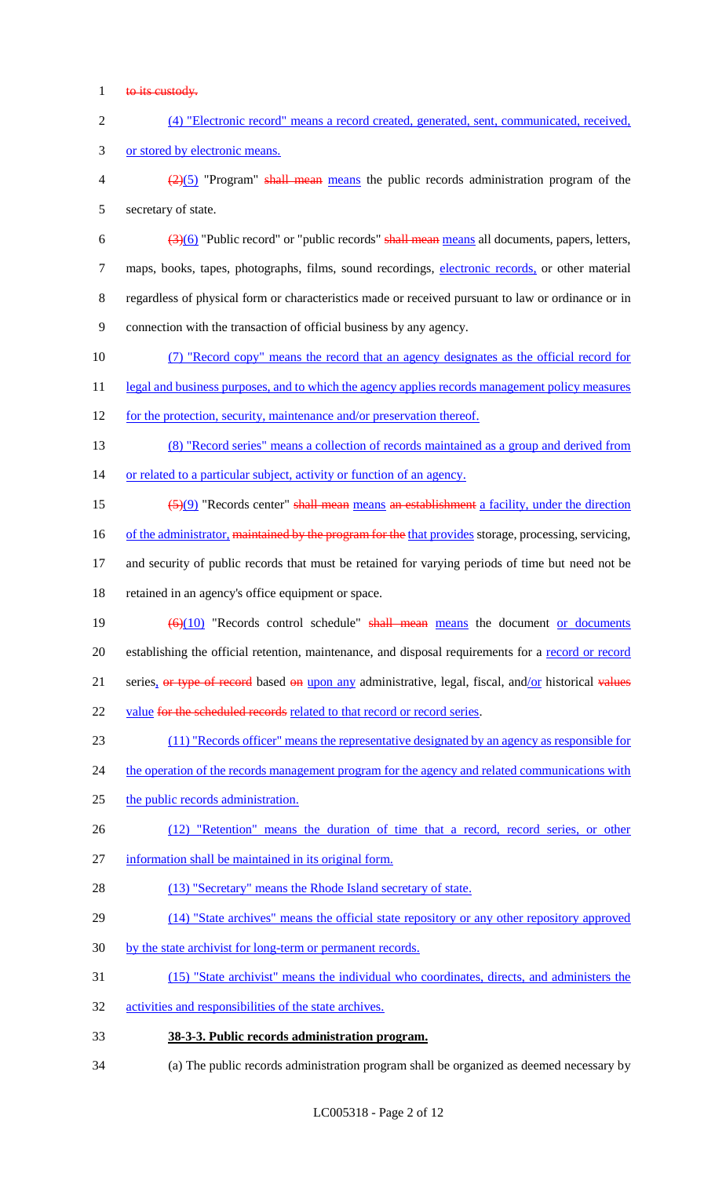to its custody.

(4) "Electronic record" means a record created, generated, sent, communicated, received, or stored by electronic means.

(2)(5) "Program" shall mean means the public records administration program of the secretary of state.

(3)(6) "Public record" or "public records" shall mean means all documents, papers, letters, maps, books, tapes, photographs, films, sound recordings, electronic records, or other material regardless of physical form or characteristics made or received pursuant to law or ordinance or in connection with the transaction of official business by any agency.

(7) "Record copy" means the record that an agency designates as the official record for legal and business purposes, and to which the agency applies records management policy measures for the protection, security, maintenance and/or preservation thereof.

(8) "Record series" means a collection of records maintained as a group and derived from or related to a particular subject, activity or function of an agency.

(5)(9) "Records center" shall mean means an establishment a facility, under the direction of the administrator, maintained by the program for the that provides storage, processing, servicing, and security of public records that must be retained for varying periods of time but need not be retained in an agency's office equipment or space.

(6)(10) "Records control schedule" shall mean means the document or documents establishing the official retention, maintenance, and disposal requirements for a record or record series, or type of record based on upon any administrative, legal, fiscal, and/or historical values value for the scheduled records related to that record or record series.

(11) "Records officer" means the representative designated by an agency as responsible for the operation of the records management program for the agency and related communications with the public records administration.

(12) "Retention" means the duration of time that a record, record series, or other information shall be maintained in its original form.

(13) "Secretary" means the Rhode Island secretary of state.

(14) "State archives" means the official state repository or any other repository approved by the state archivist for long-term or permanent records.

(15) "State archivist" means the individual who coordinates, directs, and administers the activities and responsibilities of the state archives.

**38-3-3. Public records administration program.**

(a) The public records administration program shall be organized as deemed necessary by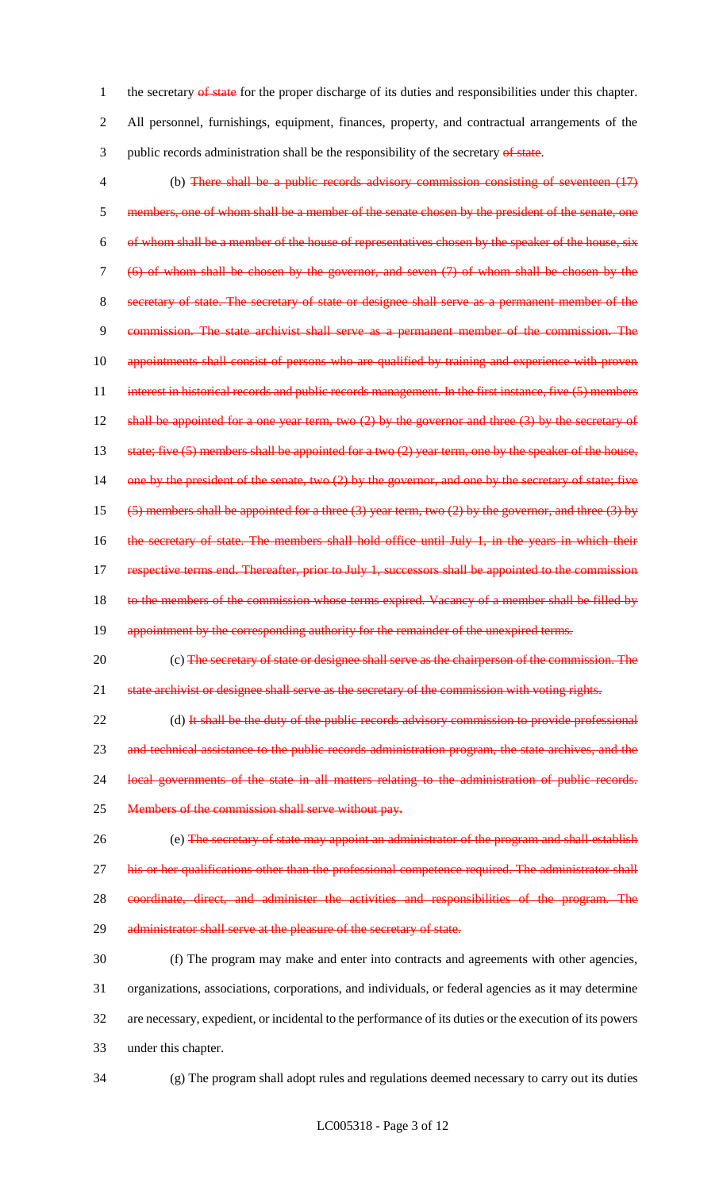the secretary ~~of state~~ for the proper discharge of its duties and responsibilities under this chapter. All personnel, furnishings, equipment, finances, property, and contractual arrangements of the public records administration shall be the responsibility of the secretary ~~of state~~.

(b) ~~There shall be a public records advisory commission consisting of seventeen (17) members, one of whom shall be a member of the senate chosen by the president of the senate, one of whom shall be a member of the house of representatives chosen by the speaker of the house, six (6) of whom shall be chosen by the governor, and seven (7) of whom shall be chosen by the secretary of state. The secretary of state or designee shall serve as a permanent member of the commission. The state archivist shall serve as a permanent member of the commission. The appointments shall consist of persons who are qualified by training and experience with proven interest in historical records and public records management. In the first instance, five (5) members shall be appointed for a one year term, two (2) by the governor and three (3) by the secretary of state; five (5) members shall be appointed for a two (2) year term, one by the speaker of the house, one by the president of the senate, two (2) by the governor, and one by the secretary of state; five (5) members shall be appointed for a three (3) year term, two (2) by the governor, and three (3) by the secretary of state. The members shall hold office until July 1, in the years in which their respective terms end. Thereafter, prior to July 1, successors shall be appointed to the commission to the members of the commission whose terms expired. Vacancy of a member shall be filled by appointment by the corresponding authority for the remainder of the unexpired terms.~~

(c) ~~The secretary of state or designee shall serve as the chairperson of the commission. The state archivist or designee shall serve as the secretary of the commission with voting rights.~~

(d) ~~It shall be the duty of the public records advisory commission to provide professional and technical assistance to the public records administration program, the state archives, and the local governments of the state in all matters relating to the administration of public records. Members of the commission shall serve without pay.~~

(e) ~~The secretary of state may appoint an administrator of the program and shall establish his or her qualifications other than the professional competence required. The administrator shall coordinate, direct, and administer the activities and responsibilities of the program. The administrator shall serve at the pleasure of the secretary of state.~~

(f) The program may make and enter into contracts and agreements with other agencies, organizations, associations, corporations, and individuals, or federal agencies as it may determine are necessary, expedient, or incidental to the performance of its duties or the execution of its powers under this chapter.

(g) The program shall adopt rules and regulations deemed necessary to carry out its duties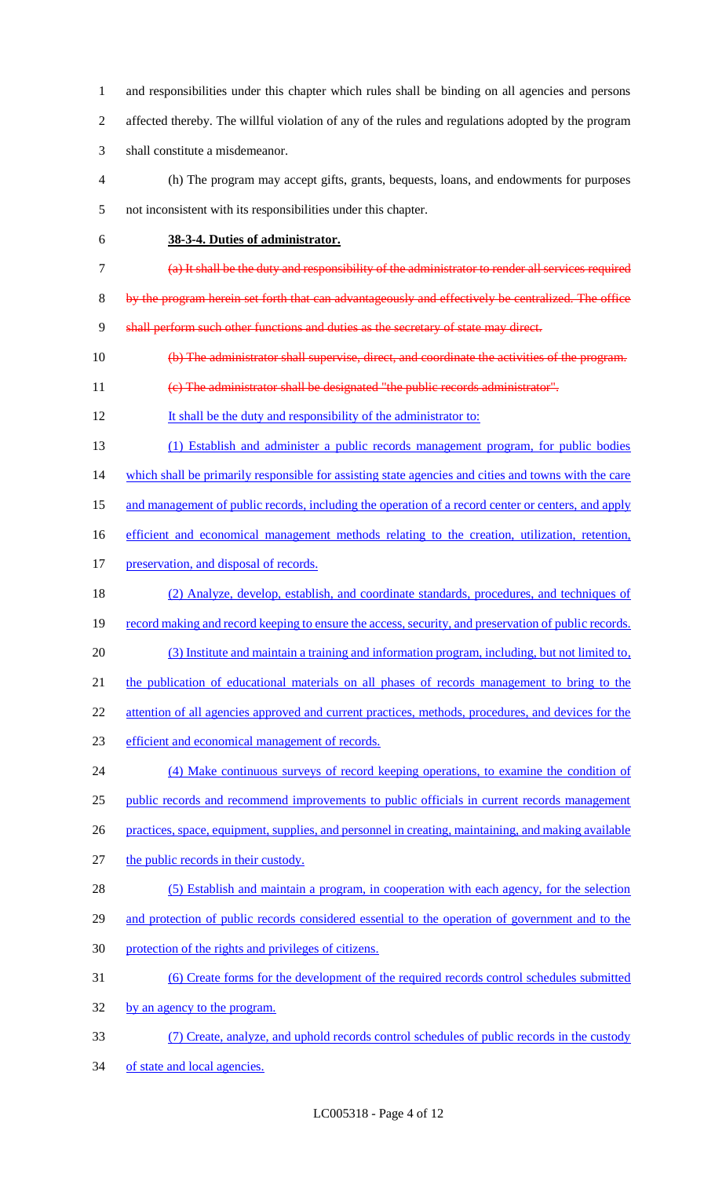and responsibilities under this chapter which rules shall be binding on all agencies and persons affected thereby. The willful violation of any of the rules and regulations adopted by the program shall constitute a misdemeanor.

(h) The program may accept gifts, grants, bequests, loans, and endowments for purposes not inconsistent with its responsibilities under this chapter.

**38-3-4. Duties of administrator.**

~~(a) It shall be the duty and responsibility of the administrator to render all services required by the program herein set forth that can advantageously and effectively be centralized. The office shall perform such other functions and duties as the secretary of state may direct.~~

~~(b) The administrator shall supervise, direct, and coordinate the activities of the program.~~

~~(c) The administrator shall be designated "the public records administrator".~~

<u>It shall be the duty and responsibility of the administrator to:</u>

<u>(1) Establish and administer a public records management program, for public bodies which shall be primarily responsible for assisting state agencies and cities and towns with the care and management of public records, including the operation of a record center or centers, and apply efficient and economical management methods relating to the creation, utilization, retention, preservation, and disposal of records.</u>

<u>(2) Analyze, develop, establish, and coordinate standards, procedures, and techniques of record making and record keeping to ensure the access, security, and preservation of public records.</u>

<u>(3) Institute and maintain a training and information program, including, but not limited to, the publication of educational materials on all phases of records management to bring to the attention of all agencies approved and current practices, methods, procedures, and devices for the efficient and economical management of records.</u>

<u>(4) Make continuous surveys of record keeping operations, to examine the condition of public records and recommend improvements to public officials in current records management practices, space, equipment, supplies, and personnel in creating, maintaining, and making available the public records in their custody.</u>

<u>(5) Establish and maintain a program, in cooperation with each agency, for the selection and protection of public records considered essential to the operation of government and to the protection of the rights and privileges of citizens.</u>

<u>(6) Create forms for the development of the required records control schedules submitted by an agency to the program.</u>

<u>(7) Create, analyze, and uphold records control schedules of public records in the custody of state and local agencies.</u>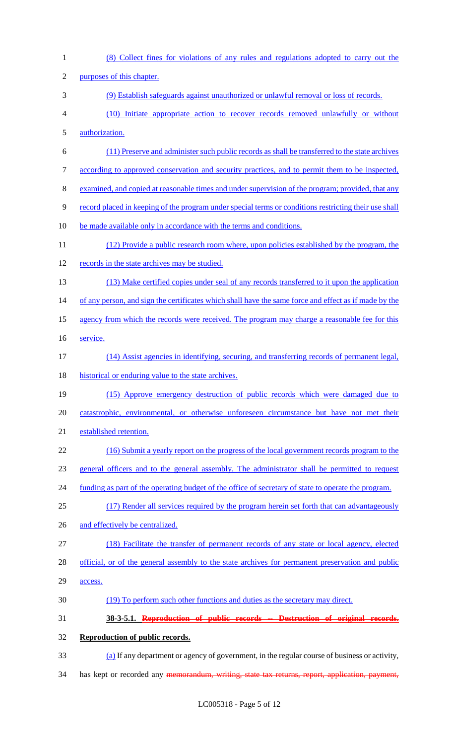(8) Collect fines for violations of any rules and regulations adopted to carry out the purposes of this chapter.

(9) Establish safeguards against unauthorized or unlawful removal or loss of records.

(10) Initiate appropriate action to recover records removed unlawfully or without authorization.

(11) Preserve and administer such public records as shall be transferred to the state archives according to approved conservation and security practices, and to permit them to be inspected, examined, and copied at reasonable times and under supervision of the program; provided, that any record placed in keeping of the program under special terms or conditions restricting their use shall be made available only in accordance with the terms and conditions.

(12) Provide a public research room where, upon policies established by the program, the records in the state archives may be studied.

(13) Make certified copies under seal of any records transferred to it upon the application of any person, and sign the certificates which shall have the same force and effect as if made by the agency from which the records were received. The program may charge a reasonable fee for this service.

(14) Assist agencies in identifying, securing, and transferring records of permanent legal, historical or enduring value to the state archives.

(15) Approve emergency destruction of public records which were damaged due to catastrophic, environmental, or otherwise unforeseen circumstance but have not met their established retention.

(16) Submit a yearly report on the progress of the local government records program to the general officers and to the general assembly. The administrator shall be permitted to request funding as part of the operating budget of the office of secretary of state to operate the program.

(17) Render all services required by the program herein set forth that can advantageously and effectively be centralized.

(18) Facilitate the transfer of permanent records of any state or local agency, elected official, or of the general assembly to the state archives for permanent preservation and public access.

(19) To perform such other functions and duties as the secretary may direct.

**38-3-5.1. ~~Reproduction of public records -- Destruction of original records.~~ Reproduction of public records.**

(a) If any department or agency of government, in the regular course of business or activity, has kept or recorded any ~~memorandum, writing, state tax returns, report, application, payment,~~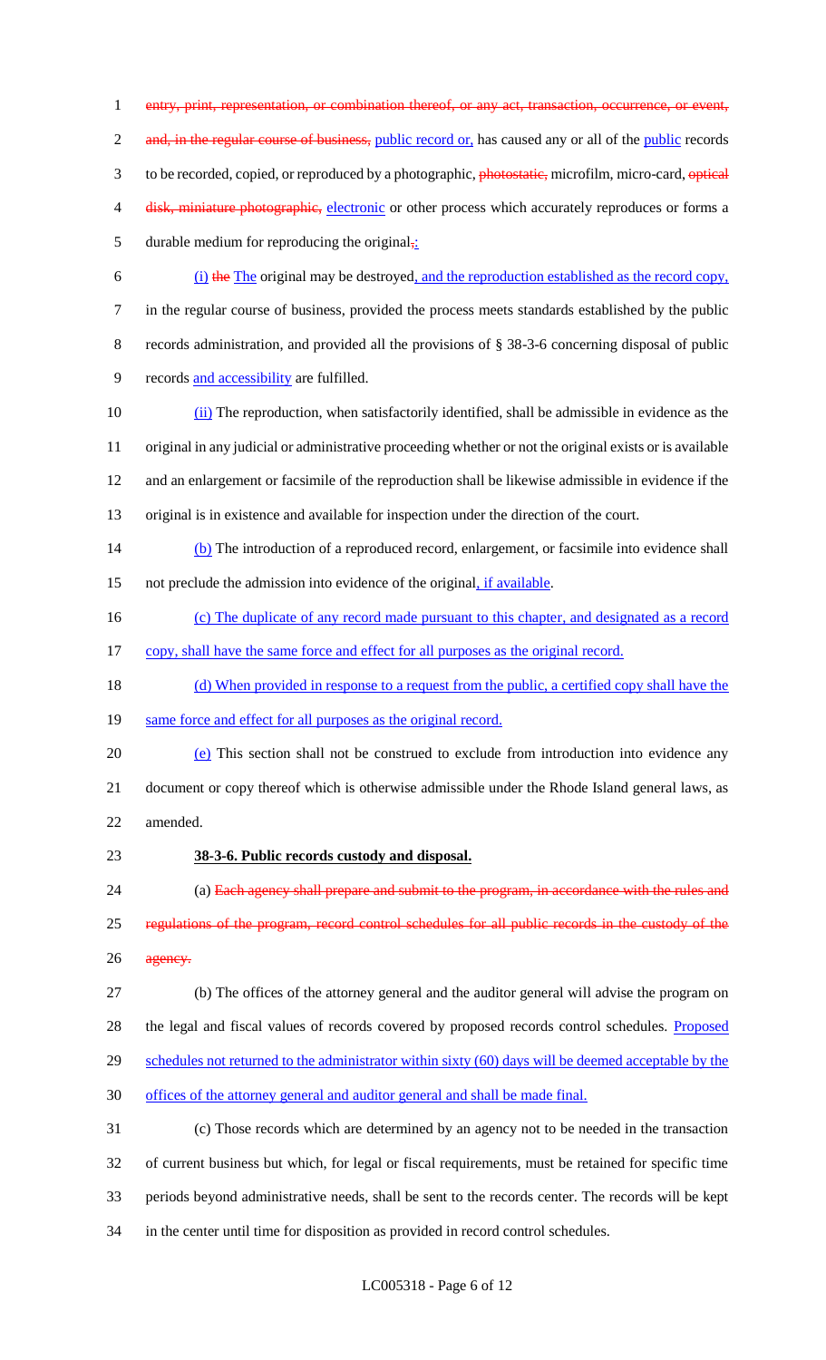entry, print, representation, or combination thereof, or any act, transaction, occurrence, or event, and, in the regular course of business, public record or, has caused any or all of the public records to be recorded, copied, or reproduced by a photographic, photostatic, microfilm, micro-card, optical disk, miniature photographic, electronic or other process which accurately reproduces or forms a durable medium for reproducing the original,:

(i) the The original may be destroyed, and the reproduction established as the record copy, in the regular course of business, provided the process meets standards established by the public records administration, and provided all the provisions of § 38-3-6 concerning disposal of public records and accessibility are fulfilled.

(ii) The reproduction, when satisfactorily identified, shall be admissible in evidence as the original in any judicial or administrative proceeding whether or not the original exists or is available and an enlargement or facsimile of the reproduction shall be likewise admissible in evidence if the original is in existence and available for inspection under the direction of the court.

(b) The introduction of a reproduced record, enlargement, or facsimile into evidence shall not preclude the admission into evidence of the original, if available.

(c) The duplicate of any record made pursuant to this chapter, and designated as a record copy, shall have the same force and effect for all purposes as the original record.

(d) When provided in response to a request from the public, a certified copy shall have the same force and effect for all purposes as the original record.

(e) This section shall not be construed to exclude from introduction into evidence any document or copy thereof which is otherwise admissible under the Rhode Island general laws, as amended.

**38-3-6. Public records custody and disposal.**

(a) Each agency shall prepare and submit to the program, in accordance with the rules and regulations of the program, record control schedules for all public records in the custody of the agency.

(b) The offices of the attorney general and the auditor general will advise the program on the legal and fiscal values of records covered by proposed records control schedules. Proposed schedules not returned to the administrator within sixty (60) days will be deemed acceptable by the offices of the attorney general and auditor general and shall be made final.

(c) Those records which are determined by an agency not to be needed in the transaction of current business but which, for legal or fiscal requirements, must be retained for specific time periods beyond administrative needs, shall be sent to the records center. The records will be kept in the center until time for disposition as provided in record control schedules.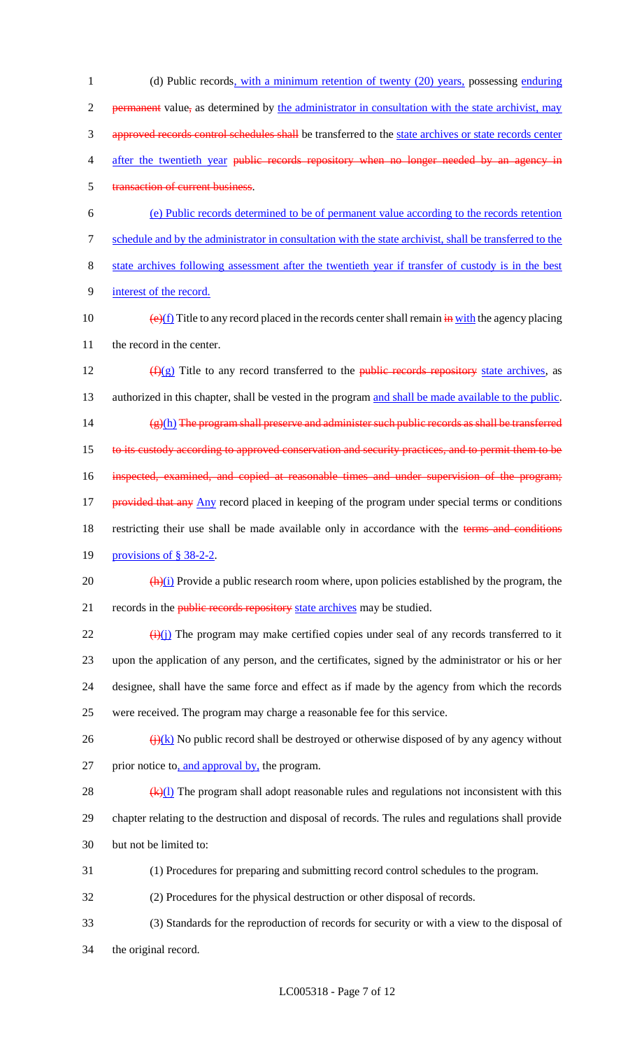1 (d) Public records, with a minimum retention of twenty (20) years, possessing enduring
2 permanent value, as determined by the administrator in consultation with the state archivist, may
3 approved records control schedules shall be transferred to the state archives or state records center
4 after the twentieth year public records repository when no longer needed by an agency in
5 transaction of current business.

6 (e) Public records determined to be of permanent value according to the records retention
7 schedule and by the administrator in consultation with the state archivist, shall be transferred to the
8 state archives following assessment after the twentieth year if transfer of custody is in the best
9 interest of the record.

10 (e)(f) Title to any record placed in the records center shall remain in with the agency placing
11 the record in the center.

12 (f)(g) Title to any record transferred to the public records repository state archives, as
13 authorized in this chapter, shall be vested in the program and shall be made available to the public.

14 (g)(h) The program shall preserve and administer such public records as shall be transferred
15 to its custody according to approved conservation and security practices, and to permit them to be
16 inspected, examined, and copied at reasonable times and under supervision of the program;
17 provided that any Any record placed in keeping of the program under special terms or conditions
18 restricting their use shall be made available only in accordance with the terms and conditions
19 provisions of § 38-2-2.

20 (h)(i) Provide a public research room where, upon policies established by the program, the
21 records in the public records repository state archives may be studied.

22 (i)(j) The program may make certified copies under seal of any records transferred to it
23 upon the application of any person, and the certificates, signed by the administrator or his or her
24 designee, shall have the same force and effect as if made by the agency from which the records
25 were received. The program may charge a reasonable fee for this service.

26 (j)(k) No public record shall be destroyed or otherwise disposed of by any agency without
27 prior notice to, and approval by, the program.

28 (k)(l) The program shall adopt reasonable rules and regulations not inconsistent with this
29 chapter relating to the destruction and disposal of records. The rules and regulations shall provide
30 but not be limited to:

31 (1) Procedures for preparing and submitting record control schedules to the program.

32 (2) Procedures for the physical destruction or other disposal of records.

33 (3) Standards for the reproduction of records for security or with a view to the disposal of
34 the original record.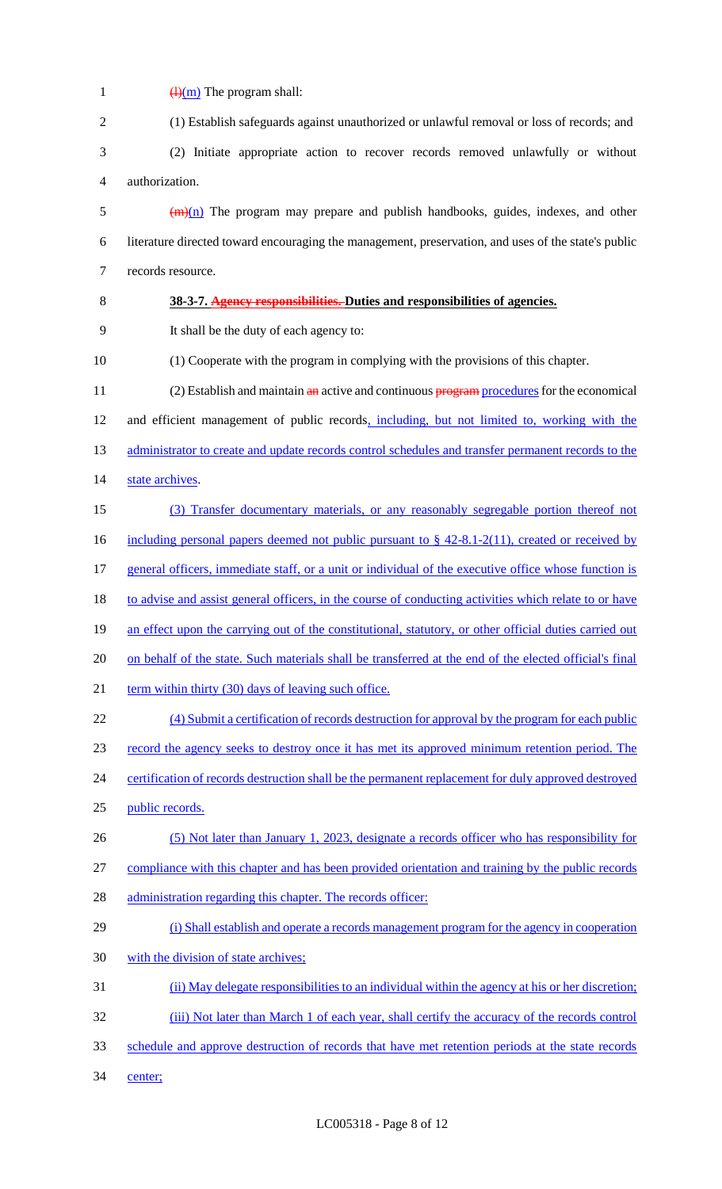~~(l)~~(m) The program shall:

(1) Establish safeguards against unauthorized or unlawful removal or loss of records; and

(2) Initiate appropriate action to recover records removed unlawfully or without authorization.

~~(m)~~(n) The program may prepare and publish handbooks, guides, indexes, and other literature directed toward encouraging the management, preservation, and uses of the state's public records resource.

**38-3-7. ~~Agency responsibilities.~~ Duties and responsibilities of agencies.**

It shall be the duty of each agency to:

(1) Cooperate with the program in complying with the provisions of this chapter.

(2) Establish and maintain ~~an~~ active and continuous ~~program~~ procedures for the economical and efficient management of public records, including, but not limited to, working with the administrator to create and update records control schedules and transfer permanent records to the state archives.

(3) Transfer documentary materials, or any reasonably segregable portion thereof not including personal papers deemed not public pursuant to § 42-8.1-2(11), created or received by general officers, immediate staff, or a unit or individual of the executive office whose function is to advise and assist general officers, in the course of conducting activities which relate to or have an effect upon the carrying out of the constitutional, statutory, or other official duties carried out on behalf of the state. Such materials shall be transferred at the end of the elected official's final term within thirty (30) days of leaving such office.

(4) Submit a certification of records destruction for approval by the program for each public record the agency seeks to destroy once it has met its approved minimum retention period. The certification of records destruction shall be the permanent replacement for duly approved destroyed public records.

(5) Not later than January 1, 2023, designate a records officer who has responsibility for compliance with this chapter and has been provided orientation and training by the public records administration regarding this chapter. The records officer:

(i) Shall establish and operate a records management program for the agency in cooperation with the division of state archives;

(ii) May delegate responsibilities to an individual within the agency at his or her discretion;

(iii) Not later than March 1 of each year, shall certify the accuracy of the records control schedule and approve destruction of records that have met retention periods at the state records center;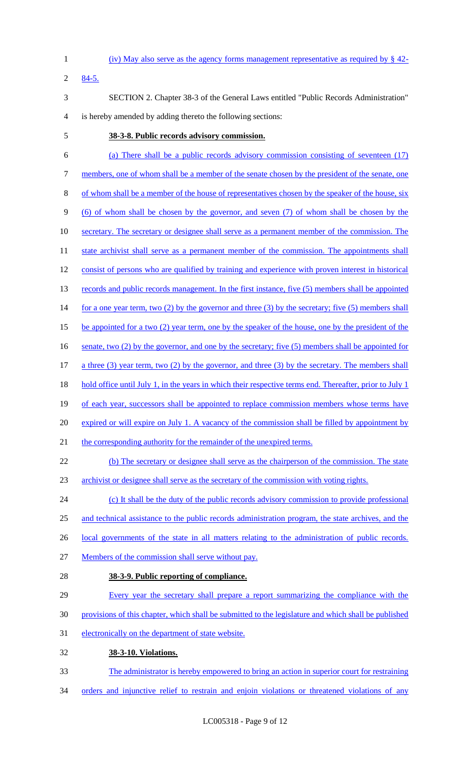(iv) May also serve as the agency forms management representative as required by § 42-84-5.

SECTION 2. Chapter 38-3 of the General Laws entitled "Public Records Administration" is hereby amended by adding thereto the following sections:

**38-3-8. Public records advisory commission.**

(a) There shall be a public records advisory commission consisting of seventeen (17) members, one of whom shall be a member of the senate chosen by the president of the senate, one of whom shall be a member of the house of representatives chosen by the speaker of the house, six (6) of whom shall be chosen by the governor, and seven (7) of whom shall be chosen by the secretary. The secretary or designee shall serve as a permanent member of the commission. The state archivist shall serve as a permanent member of the commission. The appointments shall consist of persons who are qualified by training and experience with proven interest in historical records and public records management. In the first instance, five (5) members shall be appointed for a one year term, two (2) by the governor and three (3) by the secretary; five (5) members shall be appointed for a two (2) year term, one by the speaker of the house, one by the president of the senate, two (2) by the governor, and one by the secretary; five (5) members shall be appointed for a three (3) year term, two (2) by the governor, and three (3) by the secretary. The members shall hold office until July 1, in the years in which their respective terms end. Thereafter, prior to July 1 of each year, successors shall be appointed to replace commission members whose terms have expired or will expire on July 1. A vacancy of the commission shall be filled by appointment by the corresponding authority for the remainder of the unexpired terms.

(b) The secretary or designee shall serve as the chairperson of the commission. The state archivist or designee shall serve as the secretary of the commission with voting rights.

(c) It shall be the duty of the public records advisory commission to provide professional and technical assistance to the public records administration program, the state archives, and the local governments of the state in all matters relating to the administration of public records. Members of the commission shall serve without pay.

**38-3-9. Public reporting of compliance.**

Every year the secretary shall prepare a report summarizing the compliance with the provisions of this chapter, which shall be submitted to the legislature and which shall be published electronically on the department of state website.

**38-3-10. Violations.**

The administrator is hereby empowered to bring an action in superior court for restraining orders and injunctive relief to restrain and enjoin violations or threatened violations of any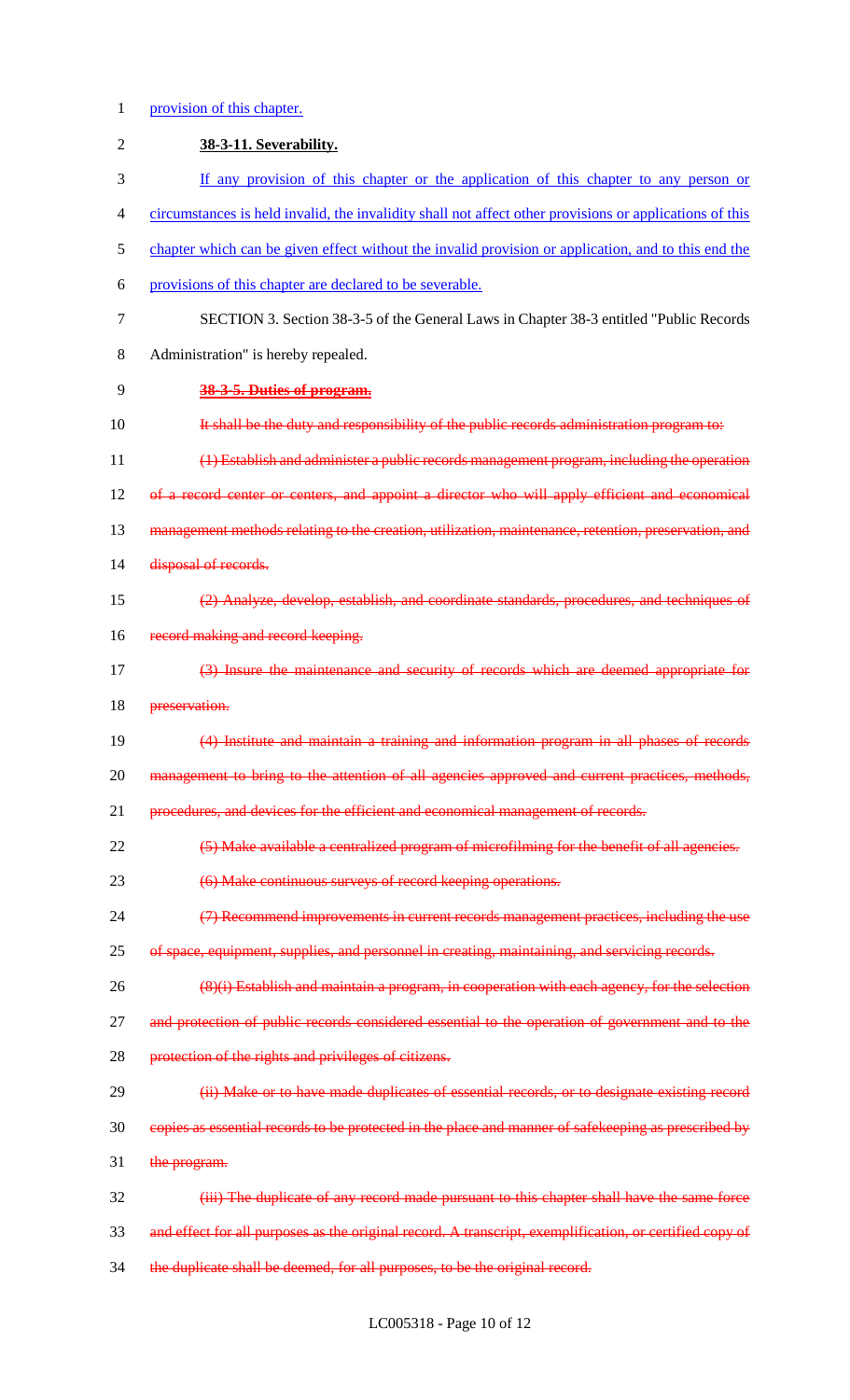provision of this chapter.

**38-3-11. Severability.**

If any provision of this chapter or the application of this chapter to any person or circumstances is held invalid, the invalidity shall not affect other provisions or applications of this chapter which can be given effect without the invalid provision or application, and to this end the provisions of this chapter are declared to be severable.

SECTION 3. Section 38-3-5 of the General Laws in Chapter 38-3 entitled "Public Records Administration" is hereby repealed.

~~**38-3-5. Duties of program.**~~

~~It shall be the duty and responsibility of the public records administration program to:~~

~~(1) Establish and administer a public records management program, including the operation of a record center or centers, and appoint a director who will apply efficient and economical management methods relating to the creation, utilization, maintenance, retention, preservation, and disposal of records.~~

~~(2) Analyze, develop, establish, and coordinate standards, procedures, and techniques of record making and record keeping.~~

~~(3) Insure the maintenance and security of records which are deemed appropriate for preservation.~~

~~(4) Institute and maintain a training and information program in all phases of records management to bring to the attention of all agencies approved and current practices, methods, procedures, and devices for the efficient and economical management of records.~~

~~(5) Make available a centralized program of microfilming for the benefit of all agencies.~~

~~(6) Make continuous surveys of record keeping operations.~~

~~(7) Recommend improvements in current records management practices, including the use of space, equipment, supplies, and personnel in creating, maintaining, and servicing records.~~

~~(8)(i) Establish and maintain a program, in cooperation with each agency, for the selection and protection of public records considered essential to the operation of government and to the protection of the rights and privileges of citizens.~~

~~(ii) Make or to have made duplicates of essential records, or to designate existing record copies as essential records to be protected in the place and manner of safekeeping as prescribed by the program.~~

~~(iii) The duplicate of any record made pursuant to this chapter shall have the same force and effect for all purposes as the original record. A transcript, exemplification, or certified copy of the duplicate shall be deemed, for all purposes, to be the original record.~~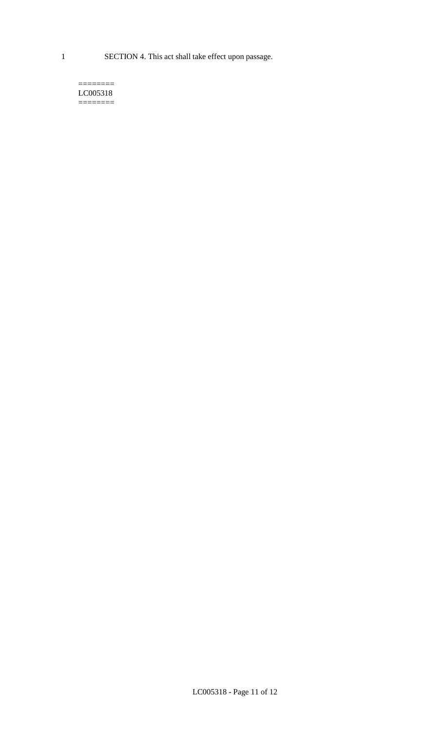SECTION 4. This act shall take effect upon passage.

========
LC005318
========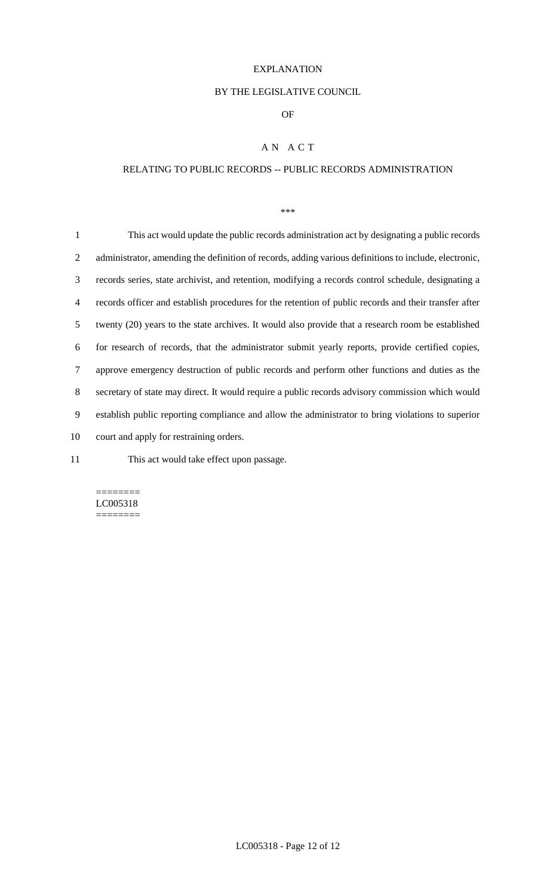EXPLANATION

BY THE LEGISLATIVE COUNCIL

OF

A N A C T

RELATING TO PUBLIC RECORDS -- PUBLIC RECORDS ADMINISTRATION

\*\*\*

This act would update the public records administration act by designating a public records administrator, amending the definition of records, adding various definitions to include, electronic, records series, state archivist, and retention, modifying a records control schedule, designating a records officer and establish procedures for the retention of public records and their transfer after twenty (20) years to the state archives. It would also provide that a research room be established for research of records, that the administrator submit yearly reports, provide certified copies, approve emergency destruction of public records and perform other functions and duties as the secretary of state may direct. It would require a public records advisory commission which would establish public reporting compliance and allow the administrator to bring violations to superior court and apply for restraining orders.

This act would take effect upon passage.

========
LC005318
========